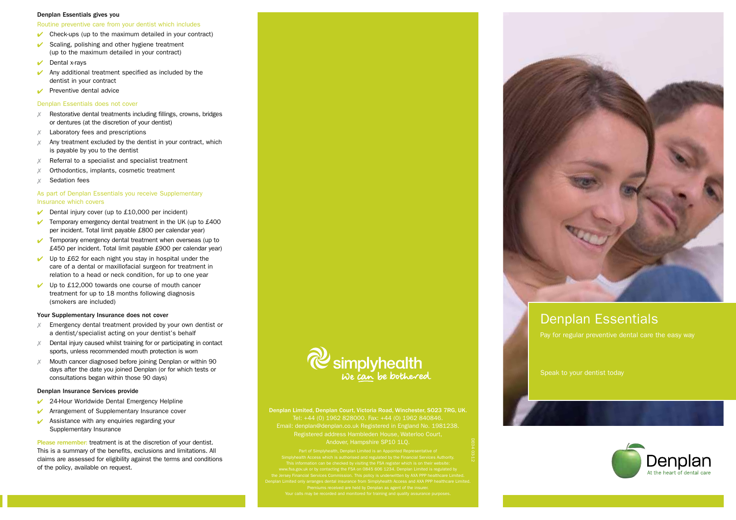**Denplan Essentials gives you**

Routine preventive care from your dentist which includes

- ✔ Check-ups (up to the maximum detailed in your contract)
- ✔ Scaling, polishing and other hygiene treatment (up to the maximum detailed in your contract)
- ✔ Dental x-rays
- ✔ Any additional treatment specified as included by the dentist in your contract
- ✔ Preventive dental advice

Denplan Essentials does not cover

- ✗ Restorative dental treatments including fillings, crowns, bridges or dentures (at the discretion of your dentist)
- ✗ Laboratory fees and prescriptions
- ✗ Any treatment excluded by the dentist in your contract, which is payable by you to the dentist
- ✗ Referral to a specialist and specialist treatment
- ✗ Orthodontics, implants, cosmetic treatment
- ✗ Sedation fees

As part of Denplan Essentials you receive Supplementary Insurance which covers

- ✔ Dental injury cover (up to £10,000 per incident)
- ✔ Temporary emergency dental treatment in the UK (up to £400 per incident. Total limit payable £800 per calendar year)
- ✔ Temporary emergency dental treatment when overseas (up to £450 per incident. Total limit payable £900 per calendar year)
- ✔ Up to £62 for each night you stay in hospital under the care of a dentist or maxillofacial surgeon for treatment in relation to a head or neck condition, for up to one year
- ✔ Up to £12,000 towards one course of mouth cancer treatment for up to 18 months following diagnosis (smokers are included)

**Your Supplementary Insurance does not cover**

- ✗ Emergency dental treatment provided by your own dentist or a dentist/specialist acting on your dentist's behalf
- ✗ Dental injury caused whilst training for or participating in contact sports, unless recommended mouth protection is worn
- ✗ Mouth cancer diagnosed before joining Denplan or within 90 days after the date you joined Denplan (or for which tests or consultations began within those 90 days)

**Denplan Insurance Services provide**

- ✔ 24-Hour Worldwide Dental Emergency Helpline
- ✔ Arrangement of Supplementary Insurance cover
- ✔ Assistance with any enquiries regarding your Supplementary Insurance

Please remember: treatment is at the discretion of your dentist. This is a summary of the benefits, exclusions and limitations. All claims are assessed for eligibility against the terms and conditions of the policy, available on request.

simplyhealth
We can be bothered

**Denplan Limited, Denplan Court, Victoria Road, Winchester, SO23 7RG, UK.**
Tel: +44 (0) 1962 828000. Fax: +44 (0) 1962 840846.
Email: denplan@denplan.co.uk Registered in England No. 1981238.
Registered address Hambleden House, Waterloo Court, Andover, Hampshire SP10 1LQ.

Part of Simplyhealth, Denplan Limited is an Appointed Representative of Simplyhealth Access which is authorised and regulated by the Financial Services Authority. This information can be checked by visiting the FSA register which is on their website: www.fsa.gov.uk or by contacting the FSA on 0845 606 1234. Denplan Limited is regulated by the Jersey Financial Services Commission. This policy is underwritten by AXA PPP healthcare Limited. Denplan Limited only arranges dental insurance from Simplyhealth Access and AXA PPP healthcare Limited. Premiums received are held by Denplan as agent of the insurer.
Your calls may be recorded and monitored for training and quality assurance purposes.

DE04 03.12

# Denplan Essentials

Pay for regular preventive dental care the easy way

Speak to your dentist today

Denplan
At the heart of dental care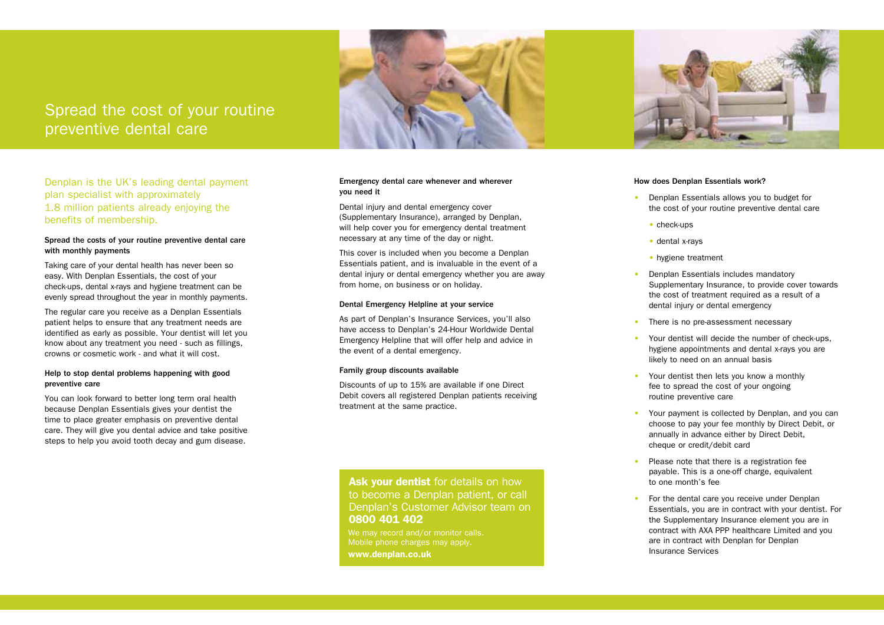# Spread the cost of your routine preventive dental care

Denplan is the UK's leading dental payment plan specialist with approximately 1.8 million patients already enjoying the benefits of membership.

### Spread the costs of your routine preventive dental care with monthly payments

Taking care of your dental health has never been so easy. With Denplan Essentials, the cost of your check-ups, dental x-rays and hygiene treatment can be evenly spread throughout the year in monthly payments.

The regular care you receive as a Denplan Essentials patient helps to ensure that any treatment needs are identified as early as possible. Your dentist will let you know about any treatment you need - such as fillings, crowns or cosmetic work - and what it will cost.

### Help to stop dental problems happening with good preventive care

You can look forward to better long term oral health because Denplan Essentials gives your dentist the time to place greater emphasis on preventive dental care. They will give you dental advice and take positive steps to help you avoid tooth decay and gum disease.

### Emergency dental care whenever and wherever you need it

Dental injury and dental emergency cover (Supplementary Insurance), arranged by Denplan, will help cover you for emergency dental treatment necessary at any time of the day or night.

This cover is included when you become a Denplan Essentials patient, and is invaluable in the event of a dental injury or dental emergency whether you are away from home, on business or on holiday.

### Dental Emergency Helpline at your service

As part of Denplan's Insurance Services, you'll also have access to Denplan's 24-Hour Worldwide Dental Emergency Helpline that will offer help and advice in the event of a dental emergency.

### Family group discounts available

Discounts of up to 15% are available if one Direct Debit covers all registered Denplan patients receiving treatment at the same practice.

**Ask your dentist** for details on how to become a Denplan patient, or call Denplan's Customer Advisor team on **0800 401 402**

We may record and/or monitor calls.
Mobile phone charges may apply.

**www.denplan.co.uk**

### How does Denplan Essentials work?

- Denplan Essentials allows you to budget for the cost of your routine preventive dental care
  - check-ups
  - dental x-rays
  - hygiene treatment
- Denplan Essentials includes mandatory Supplementary Insurance, to provide cover towards the cost of treatment required as a result of a dental injury or dental emergency
- There is no pre-assessment necessary
- Your dentist will decide the number of check-ups, hygiene appointments and dental x-rays you are likely to need on an annual basis
- Your dentist then lets you know a monthly fee to spread the cost of your ongoing routine preventive care
- Your payment is collected by Denplan, and you can choose to pay your fee monthly by Direct Debit, or annually in advance either by Direct Debit, cheque or credit/debit card
- Please note that there is a registration fee payable. This is a one-off charge, equivalent to one month's fee
- For the dental care you receive under Denplan Essentials, you are in contract with your dentist. For the Supplementary Insurance element you are in contract with AXA PPP healthcare Limited and you are in contract with Denplan for Denplan Insurance Services